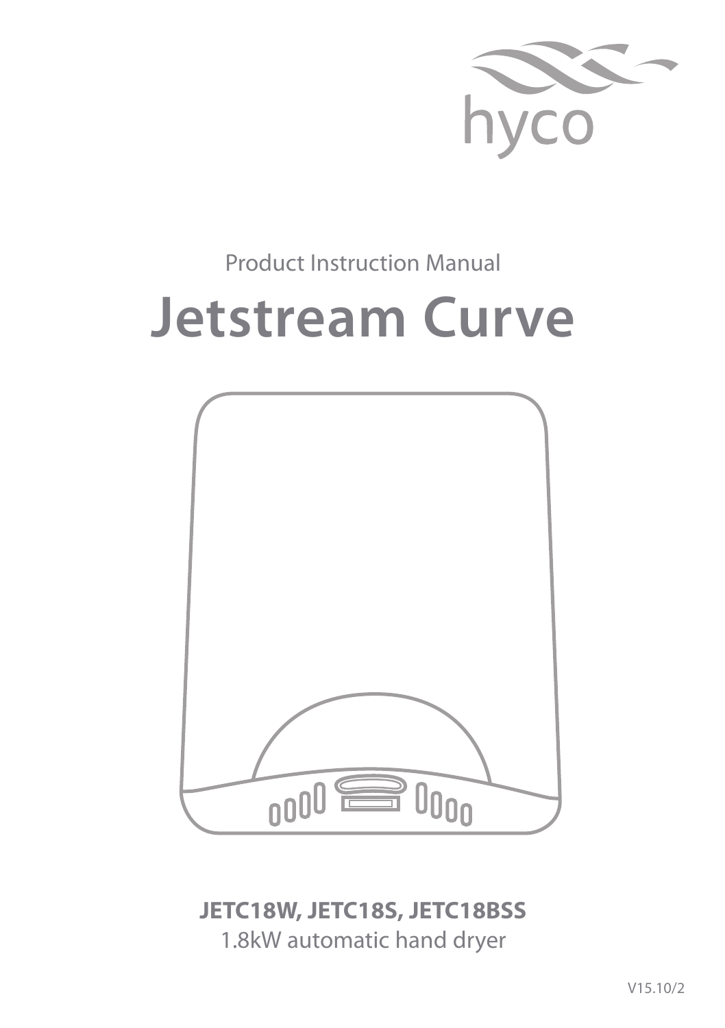hyco

Product Instruction Manual

# Jetstream Curve

**JETC18W, JETC18S, JETC18BSS**

1.8kW automatic hand dryer

V15.10/2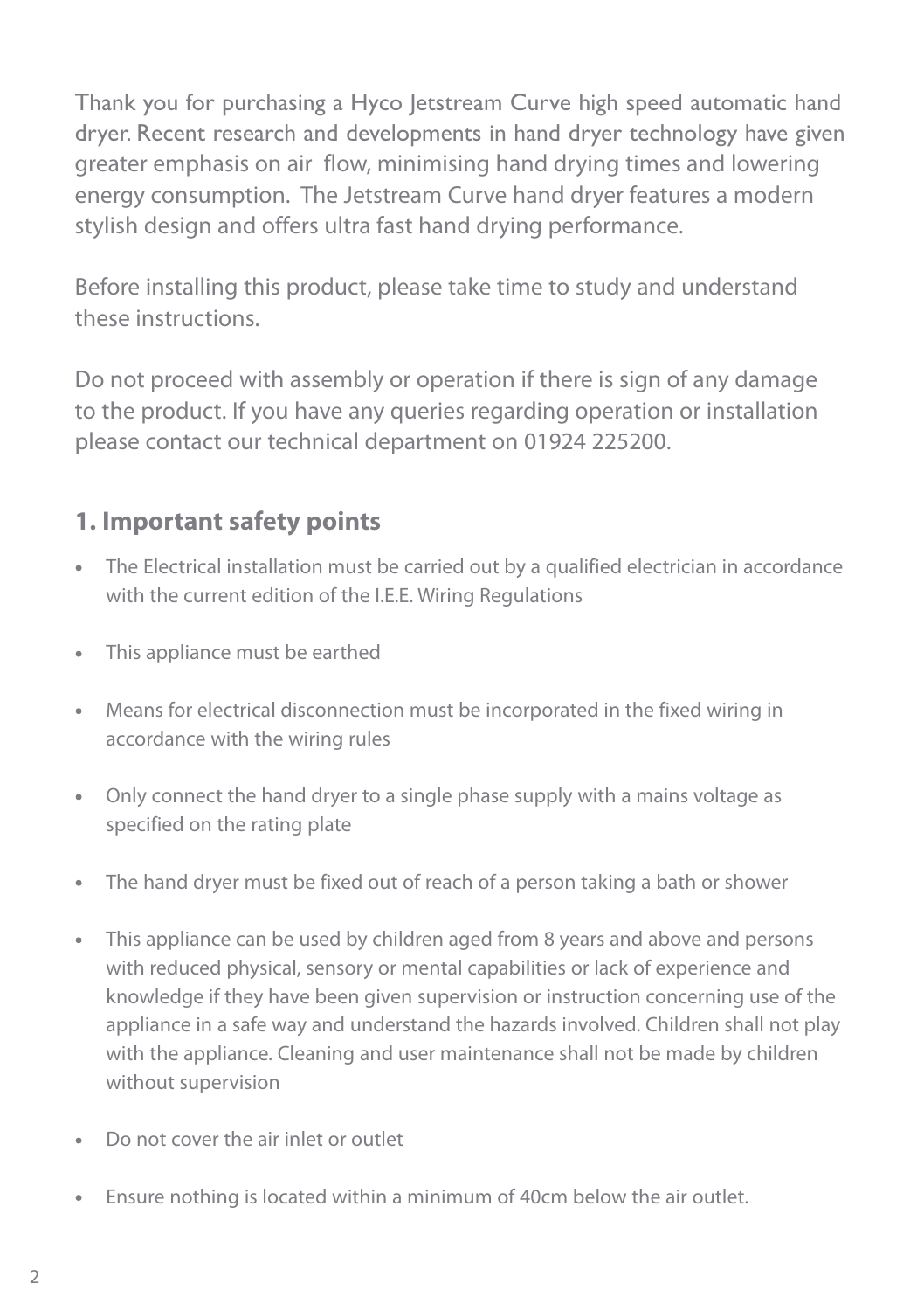Thank you for purchasing a Hyco Jetstream Curve high speed automatic hand dryer. Recent research and developments in hand dryer technology have given greater emphasis on air flow, minimising hand drying times and lowering energy consumption. The Jetstream Curve hand dryer features a modern stylish design and offers ultra fast hand drying performance.

Before installing this product, please take time to study and understand these instructions.

Do not proceed with assembly or operation if there is sign of any damage to the product. If you have any queries regarding operation or installation please contact our technical department on 01924 225200.

## 1. Important safety points

- The Electrical installation must be carried out by a qualified electrician in accordance with the current edition of the I.E.E. Wiring Regulations
- This appliance must be earthed
- Means for electrical disconnection must be incorporated in the fixed wiring in accordance with the wiring rules
- Only connect the hand dryer to a single phase supply with a mains voltage as specified on the rating plate
- The hand dryer must be fixed out of reach of a person taking a bath or shower
- This appliance can be used by children aged from 8 years and above and persons with reduced physical, sensory or mental capabilities or lack of experience and knowledge if they have been given supervision or instruction concerning use of the appliance in a safe way and understand the hazards involved. Children shall not play with the appliance. Cleaning and user maintenance shall not be made by children without supervision
- Do not cover the air inlet or outlet
- Ensure nothing is located within a minimum of 40cm below the air outlet.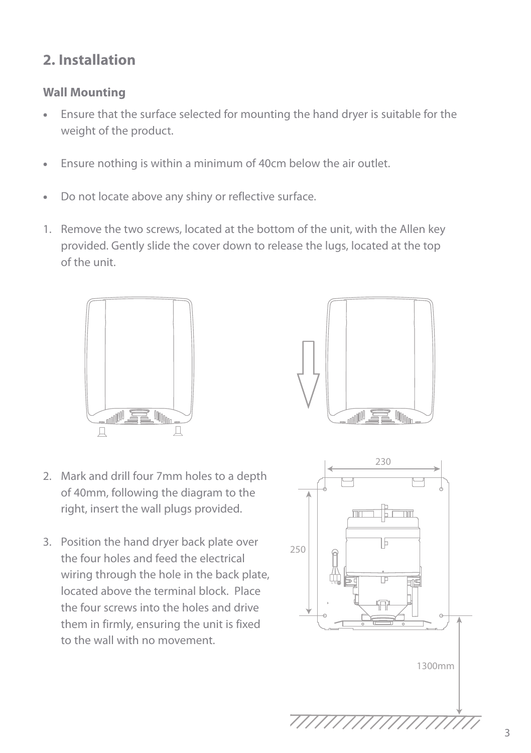## 2. Installation

### Wall Mounting

- Ensure that the surface selected for mounting the hand dryer is suitable for the weight of the product.
- Ensure nothing is within a minimum of 40cm below the air outlet.
- Do not locate above any shiny or reflective surface.

1. Remove the two screws, located at the bottom of the unit, with the Allen key provided. Gently slide the cover down to release the lugs, located at the top of the unit.

2. Mark and drill four 7mm holes to a depth of 40mm, following the diagram to the right, insert the wall plugs provided.

3. Position the hand dryer back plate over the four holes and feed the electrical wiring through the hole in the back plate, located above the terminal block. Place the four screws into the holes and drive them in firmly, ensuring the unit is fixed to the wall with no movement.

230

250

1300mm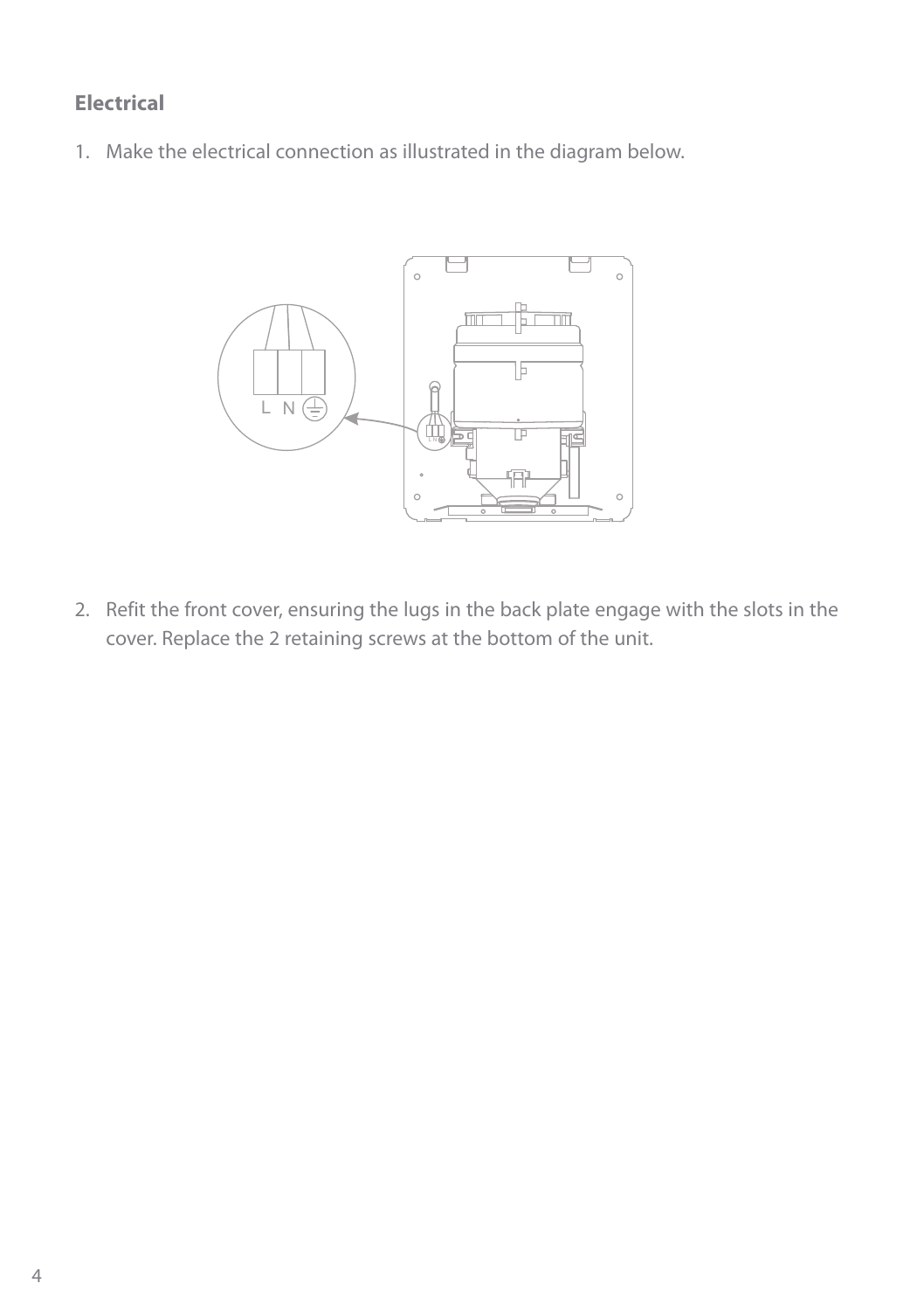## Electrical

1. Make the electrical connection as illustrated in the diagram below.

2. Refit the front cover, ensuring the lugs in the back plate engage with the slots in the cover. Replace the 2 retaining screws at the bottom of the unit.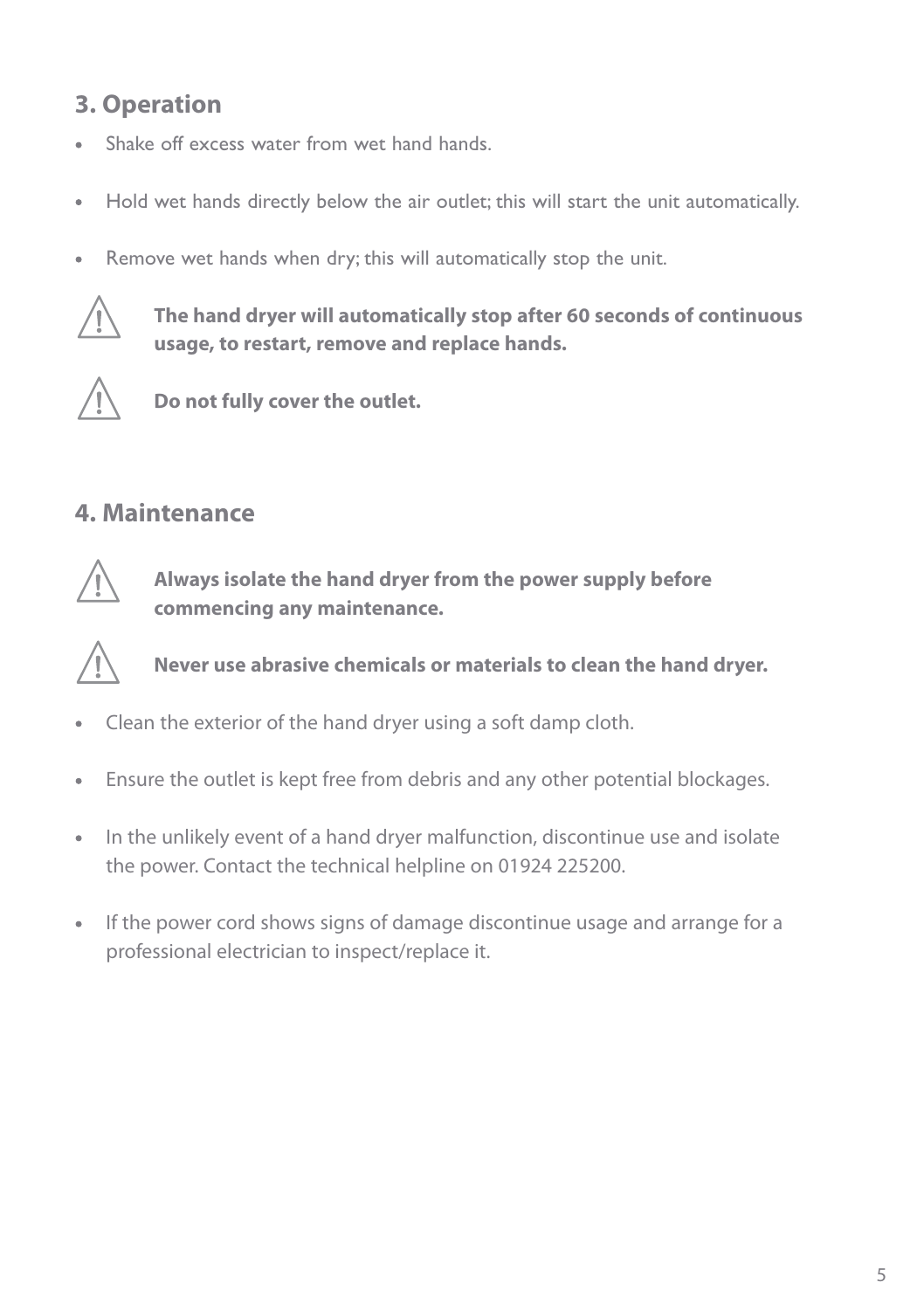## 3. Operation

- Shake off excess water from wet hand hands.
- Hold wet hands directly below the air outlet; this will start the unit automatically.
- Remove wet hands when dry; this will automatically stop the unit.

⚠ **The hand dryer will automatically stop after 60 seconds of continuous usage, to restart, remove and replace hands.**

⚠ **Do not fully cover the outlet.**

## 4. Maintenance

⚠ **Always isolate the hand dryer from the power supply before commencing any maintenance.**

⚠ **Never use abrasive chemicals or materials to clean the hand dryer.**

- Clean the exterior of the hand dryer using a soft damp cloth.
- Ensure the outlet is kept free from debris and any other potential blockages.
- In the unlikely event of a hand dryer malfunction, discontinue use and isolate the power. Contact the technical helpline on 01924 225200.
- If the power cord shows signs of damage discontinue usage and arrange for a professional electrician to inspect/replace it.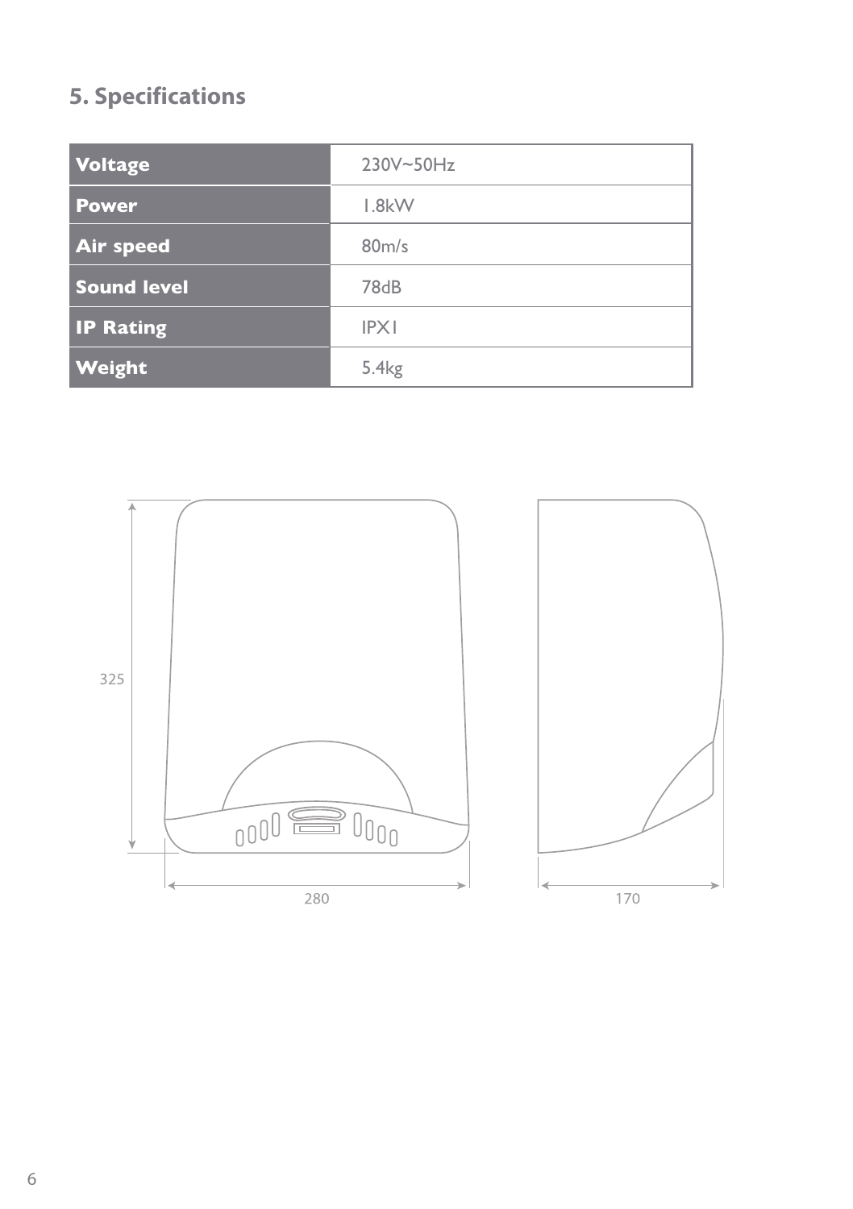## 5. Specifications

| Voltage | 230V~50Hz |
|---|---|
| Power | 1.8kW |
| Air speed | 80m/s |
| Sound level | 78dB |
| IP Rating | IPX1 |
| Weight | 5.4kg |

325

280

170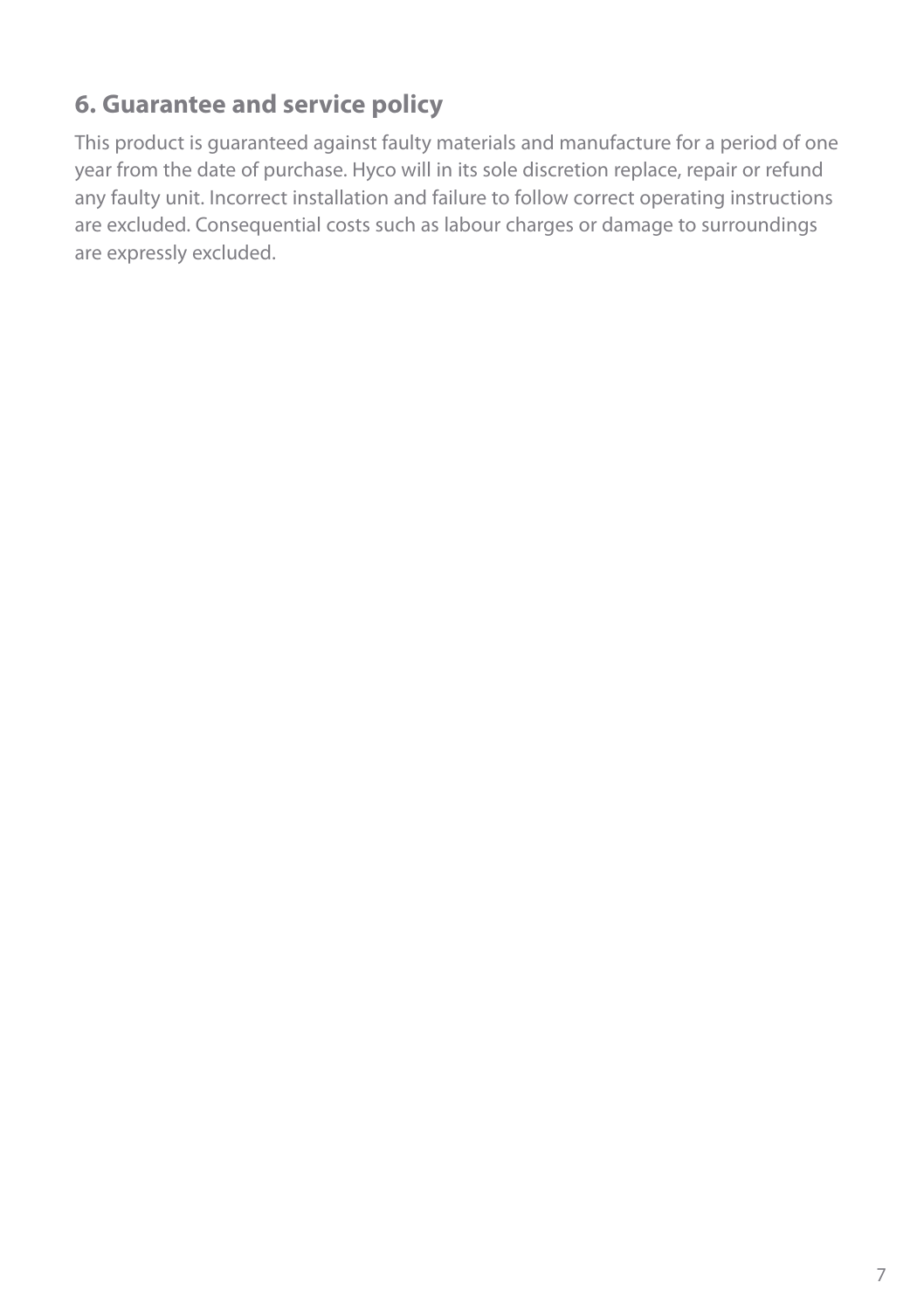## 6. Guarantee and service policy

This product is guaranteed against faulty materials and manufacture for a period of one year from the date of purchase. Hyco will in its sole discretion replace, repair or refund any faulty unit. Incorrect installation and failure to follow correct operating instructions are excluded. Consequential costs such as labour charges or damage to surroundings are expressly excluded.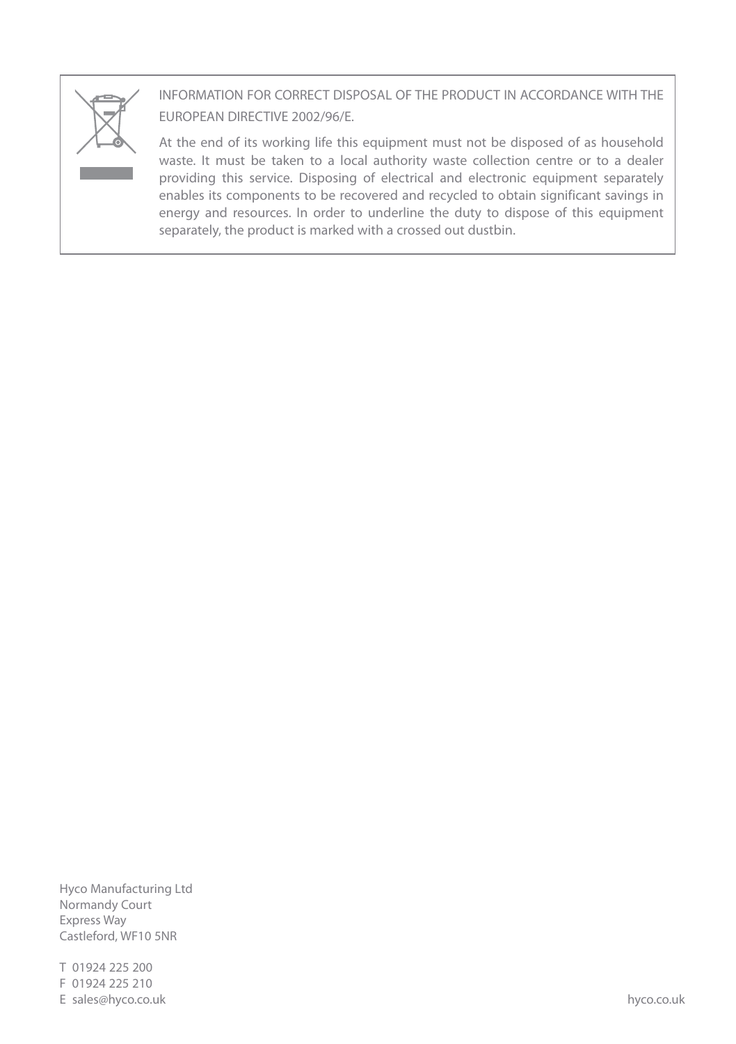INFORMATION FOR CORRECT DISPOSAL OF THE PRODUCT IN ACCORDANCE WITH THE EUROPEAN DIRECTIVE 2002/96/E.

At the end of its working life this equipment must not be disposed of as household waste. It must be taken to a local authority waste collection centre or to a dealer providing this service. Disposing of electrical and electronic equipment separately enables its components to be recovered and recycled to obtain significant savings in energy and resources. In order to underline the duty to dispose of this equipment separately, the product is marked with a crossed out dustbin.

Hyco Manufacturing Ltd
Normandy Court
Express Way
Castleford, WF10 5NR

T 01924 225 200
F 01924 225 210
E sales@hyco.co.uk

hyco.co.uk